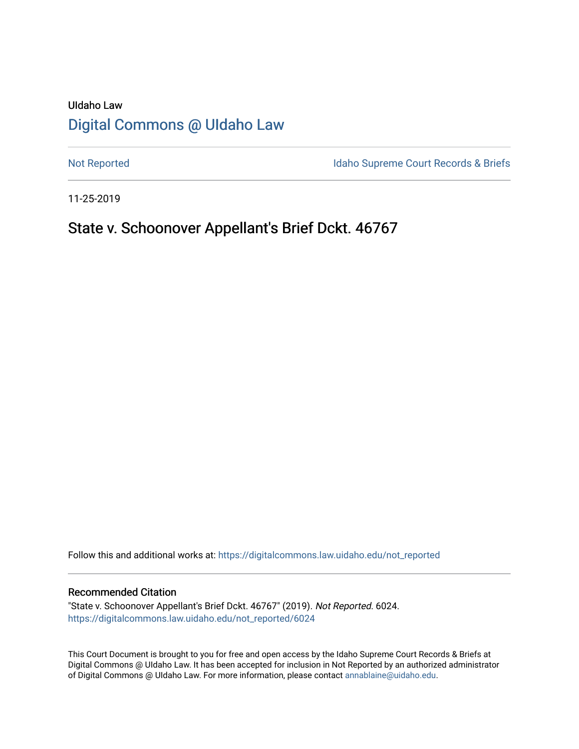UIdaho Law

# Digital Commons @ UIdaho Law

Not Reported

Idaho Supreme Court Records & Briefs

11-25-2019

## State v. Schoonover Appellant's Brief Dckt. 46767

Follow this and additional works at: https://digitalcommons.law.uidaho.edu/not_reported

### Recommended Citation

"State v. Schoonover Appellant's Brief Dckt. 46767" (2019). *Not Reported*. 6024.
https://digitalcommons.law.uidaho.edu/not_reported/6024

This Court Document is brought to you for free and open access by the Idaho Supreme Court Records & Briefs at Digital Commons @ UIdaho Law. It has been accepted for inclusion in Not Reported by an authorized administrator of Digital Commons @ UIdaho Law. For more information, please contact annablaine@uidaho.edu.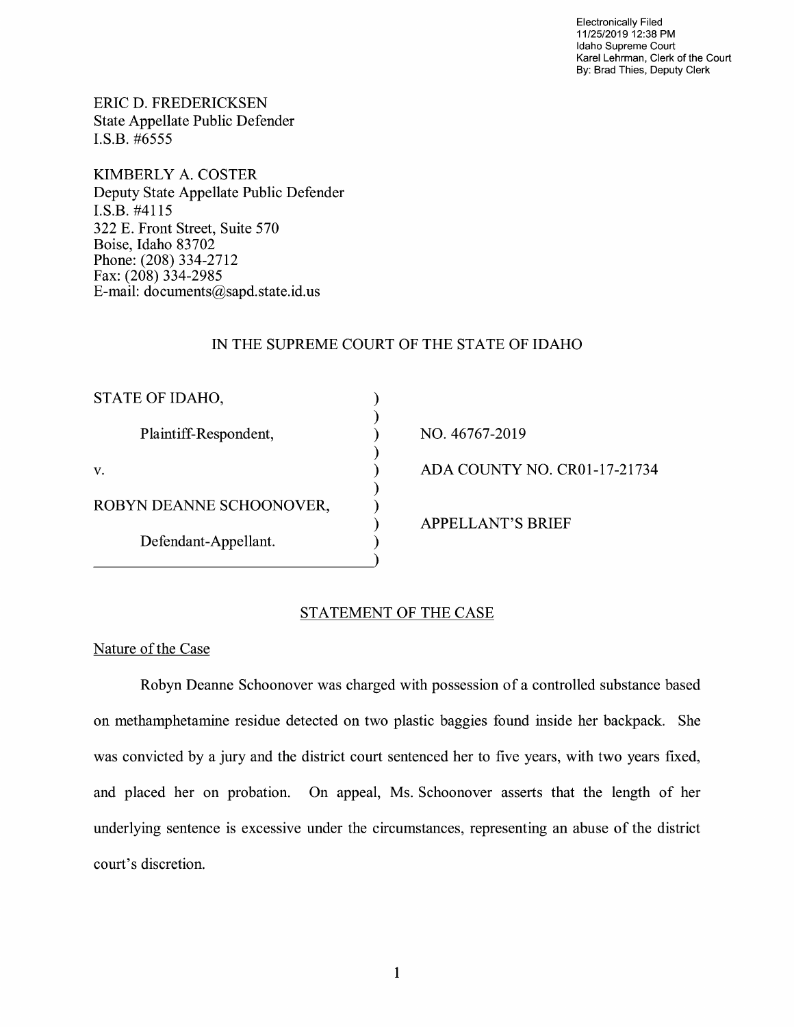Electronically Filed
11/25/2019 12:38 PM
Idaho Supreme Court
Karel Lehrman, Clerk of the Court
By: Brad Thies, Deputy Clerk

ERIC D. FREDERICKSEN
State Appellate Public Defender
I.S.B. #6555

KIMBERLY A. COSTER
Deputy State Appellate Public Defender
I.S.B. #4115
322 E. Front Street, Suite 570
Boise, Idaho 83702
Phone: (208) 334-2712
Fax: (208) 334-2985
E-mail: documents@sapd.state.id.us

IN THE SUPREME COURT OF THE STATE OF IDAHO

| | | |
|---|---|---|
| STATE OF IDAHO, | ) | |
| | ) | |
| Plaintiff-Respondent, | ) | NO. 46767-2019 |
| | ) | |
| v. | ) | ADA COUNTY NO. CR01-17-21734 |
| | ) | |
| ROBYN DEANNE SCHOONOVER, | ) | |
| | ) | APPELLANT'S BRIEF |
| Defendant-Appellant. | ) | |
| | ) | |

## STATEMENT OF THE CASE

### Nature of the Case

Robyn Deanne Schoonover was charged with possession of a controlled substance based on methamphetamine residue detected on two plastic baggies found inside her backpack. She was convicted by a jury and the district court sentenced her to five years, with two years fixed, and placed her on probation. On appeal, Ms. Schoonover asserts that the length of her underlying sentence is excessive under the circumstances, representing an abuse of the district court's discretion.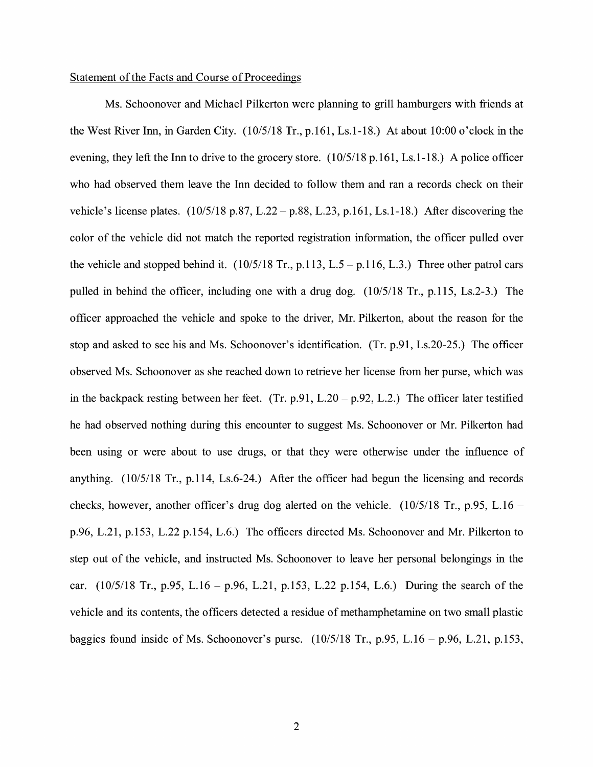Statement of the Facts and Course of Proceedings

Ms. Schoonover and Michael Pilkerton were planning to grill hamburgers with friends at the West River Inn, in Garden City. (10/5/18 Tr., p.161, Ls.1-18.) At about 10:00 o'clock in the evening, they left the Inn to drive to the grocery store. (10/5/18 p.161, Ls.1-18.) A police officer who had observed them leave the Inn decided to follow them and ran a records check on their vehicle's license plates. (10/5/18 p.87, L.22 – p.88, L.23, p.161, Ls.1-18.) After discovering the color of the vehicle did not match the reported registration information, the officer pulled over the vehicle and stopped behind it. (10/5/18 Tr., p.113, L.5 – p.116, L.3.) Three other patrol cars pulled in behind the officer, including one with a drug dog. (10/5/18 Tr., p.115, Ls.2-3.) The officer approached the vehicle and spoke to the driver, Mr. Pilkerton, about the reason for the stop and asked to see his and Ms. Schoonover's identification. (Tr. p.91, Ls.20-25.) The officer observed Ms. Schoonover as she reached down to retrieve her license from her purse, which was in the backpack resting between her feet. (Tr. p.91, L.20 – p.92, L.2.) The officer later testified he had observed nothing during this encounter to suggest Ms. Schoonover or Mr. Pilkerton had been using or were about to use drugs, or that they were otherwise under the influence of anything. (10/5/18 Tr., p.114, Ls.6-24.) After the officer had begun the licensing and records checks, however, another officer's drug dog alerted on the vehicle. (10/5/18 Tr., p.95, L.16 – p.96, L.21, p.153, L.22 p.154, L.6.) The officers directed Ms. Schoonover and Mr. Pilkerton to step out of the vehicle, and instructed Ms. Schoonover to leave her personal belongings in the car. (10/5/18 Tr., p.95, L.16 – p.96, L.21, p.153, L.22 p.154, L.6.) During the search of the vehicle and its contents, the officers detected a residue of methamphetamine on two small plastic baggies found inside of Ms. Schoonover's purse. (10/5/18 Tr., p.95, L.16 – p.96, L.21, p.153,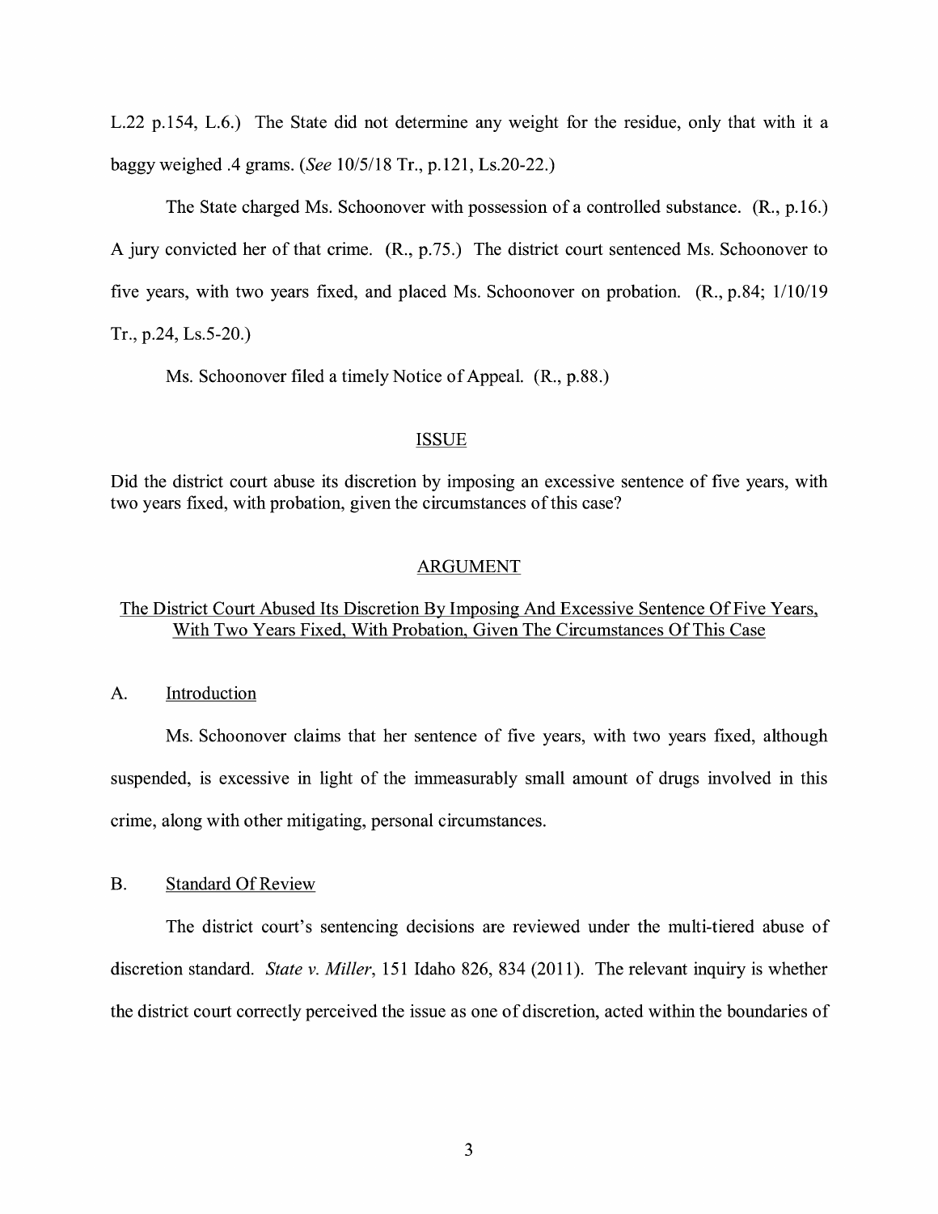L.22 p.154, L.6.) The State did not determine any weight for the residue, only that with it a baggy weighed .4 grams. (*See* 10/5/18 Tr., p.121, Ls.20-22.)

The State charged Ms. Schoonover with possession of a controlled substance. (R., p.16.) A jury convicted her of that crime. (R., p.75.) The district court sentenced Ms. Schoonover to five years, with two years fixed, and placed Ms. Schoonover on probation. (R., p.84; 1/10/19 Tr., p.24, Ls.5-20.)

Ms. Schoonover filed a timely Notice of Appeal. (R., p.88.)

## ISSUE

Did the district court abuse its discretion by imposing an excessive sentence of five years, with two years fixed, with probation, given the circumstances of this case?

## ARGUMENT

### The District Court Abused Its Discretion By Imposing And Excessive Sentence Of Five Years, With Two Years Fixed, With Probation, Given The Circumstances Of This Case

#### A. Introduction

Ms. Schoonover claims that her sentence of five years, with two years fixed, although suspended, is excessive in light of the immeasurably small amount of drugs involved in this crime, along with other mitigating, personal circumstances.

#### B. Standard Of Review

The district court's sentencing decisions are reviewed under the multi-tiered abuse of discretion standard. *State v. Miller*, 151 Idaho 826, 834 (2011). The relevant inquiry is whether the district court correctly perceived the issue as one of discretion, acted within the boundaries of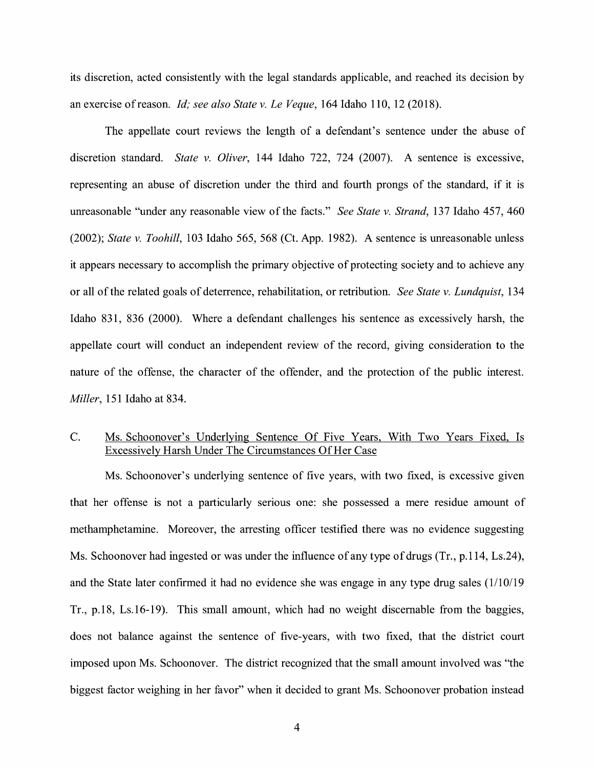its discretion, acted consistently with the legal standards applicable, and reached its decision by an exercise of reason. *Id; see also State v. Le Veque*, 164 Idaho 110, 12 (2018).

The appellate court reviews the length of a defendant's sentence under the abuse of discretion standard. *State v. Oliver*, 144 Idaho 722, 724 (2007). A sentence is excessive, representing an abuse of discretion under the third and fourth prongs of the standard, if it is unreasonable "under any reasonable view of the facts." *See State v. Strand*, 137 Idaho 457, 460 (2002); *State v. Toohill*, 103 Idaho 565, 568 (Ct. App. 1982). A sentence is unreasonable unless it appears necessary to accomplish the primary objective of protecting society and to achieve any or all of the related goals of deterrence, rehabilitation, or retribution. *See State v. Lundquist*, 134 Idaho 831, 836 (2000). Where a defendant challenges his sentence as excessively harsh, the appellate court will conduct an independent review of the record, giving consideration to the nature of the offense, the character of the offender, and the protection of the public interest. *Miller*, 151 Idaho at 834.

C. <u>Ms. Schoonover's Underlying Sentence Of Five Years, With Two Years Fixed, Is Excessively Harsh Under The Circumstances Of Her Case</u>

Ms. Schoonover's underlying sentence of five years, with two fixed, is excessive given that her offense is not a particularly serious one: she possessed a mere residue amount of methamphetamine. Moreover, the arresting officer testified there was no evidence suggesting Ms. Schoonover had ingested or was under the influence of any type of drugs (Tr., p.114, Ls.24), and the State later confirmed it had no evidence she was engage in any type drug sales (1/10/19 Tr., p.18, Ls.16-19). This small amount, which had no weight discernable from the baggies, does not balance against the sentence of five-years, with two fixed, that the district court imposed upon Ms. Schoonover. The district recognized that the small amount involved was "the biggest factor weighing in her favor" when it decided to grant Ms. Schoonover probation instead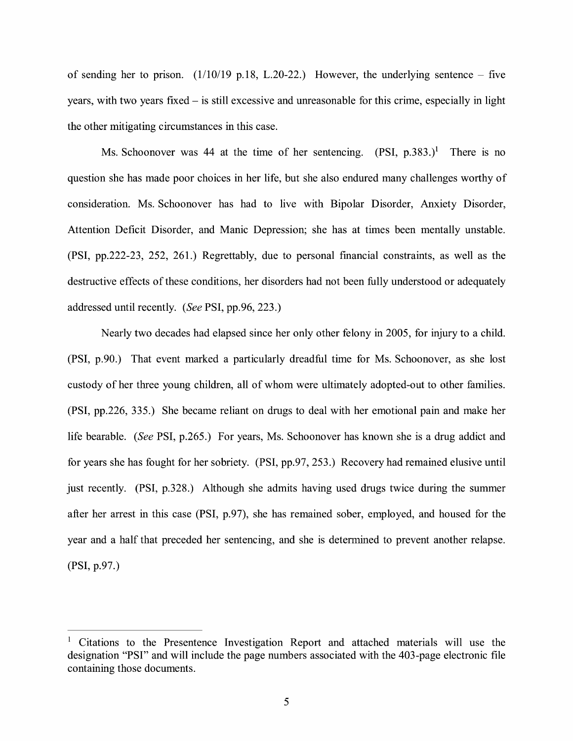of sending her to prison. (1/10/19 p.18, L.20-22.) However, the underlying sentence – five years, with two years fixed – is still excessive and unreasonable for this crime, especially in light the other mitigating circumstances in this case.

Ms. Schoonover was 44 at the time of her sentencing. (PSI, p.383.)[1] There is no question she has made poor choices in her life, but she also endured many challenges worthy of consideration. Ms. Schoonover has had to live with Bipolar Disorder, Anxiety Disorder, Attention Deficit Disorder, and Manic Depression; she has at times been mentally unstable. (PSI, pp.222-23, 252, 261.) Regrettably, due to personal financial constraints, as well as the destructive effects of these conditions, her disorders had not been fully understood or adequately addressed until recently. (*See* PSI, pp.96, 223.)

Nearly two decades had elapsed since her only other felony in 2005, for injury to a child. (PSI, p.90.) That event marked a particularly dreadful time for Ms. Schoonover, as she lost custody of her three young children, all of whom were ultimately adopted-out to other families. (PSI, pp.226, 335.) She became reliant on drugs to deal with her emotional pain and make her life bearable. (*See* PSI, p.265.) For years, Ms. Schoonover has known she is a drug addict and for years she has fought for her sobriety. (PSI, pp.97, 253.) Recovery had remained elusive until just recently. (PSI, p.328.) Although she admits having used drugs twice during the summer after her arrest in this case (PSI, p.97), she has remained sober, employed, and housed for the year and a half that preceded her sentencing, and she is determined to prevent another relapse. (PSI, p.97.)

---

[1] Citations to the Presentence Investigation Report and attached materials will use the designation "PSI" and will include the page numbers associated with the 403-page electronic file containing those documents.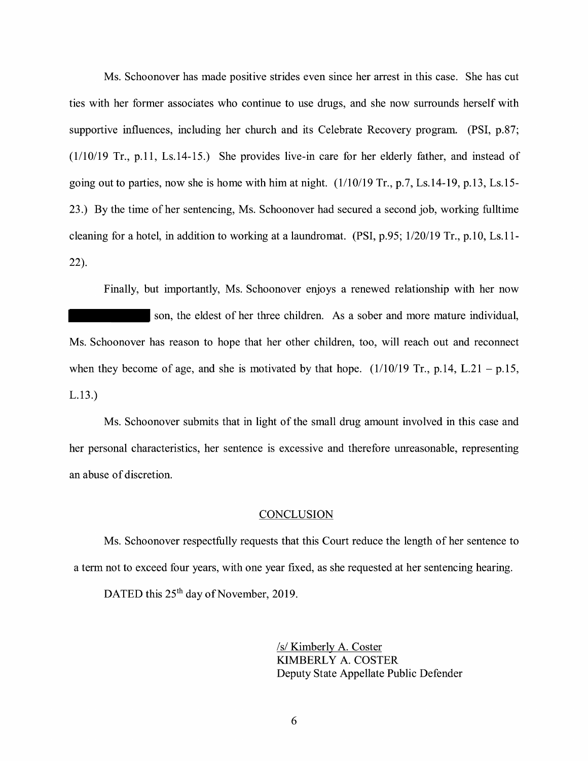Ms. Schoonover has made positive strides even since her arrest in this case. She has cut ties with her former associates who continue to use drugs, and she now surrounds herself with supportive influences, including her church and its Celebrate Recovery program. (PSI, p.87; (1/10/19 Tr., p.11, Ls.14-15.) She provides live-in care for her elderly father, and instead of going out to parties, now she is home with him at night. (1/10/19 Tr., p.7, Ls.14-19, p.13, Ls.15-23.) By the time of her sentencing, Ms. Schoonover had secured a second job, working fulltime cleaning for a hotel, in addition to working at a laundromat. (PSI, p.95; 1/20/19 Tr., p.10, Ls.11-22).

Finally, but importantly, Ms. Schoonover enjoys a renewed relationship with her now [REDACTED] son, the eldest of her three children. As a sober and more mature individual, Ms. Schoonover has reason to hope that her other children, too, will reach out and reconnect when they become of age, and she is motivated by that hope. (1/10/19 Tr., p.14, L.21 – p.15, L.13.)

Ms. Schoonover submits that in light of the small drug amount involved in this case and her personal characteristics, her sentence is excessive and therefore unreasonable, representing an abuse of discretion.

## CONCLUSION

Ms. Schoonover respectfully requests that this Court reduce the length of her sentence to a term not to exceed four years, with one year fixed, as she requested at her sentencing hearing.

DATED this 25th day of November, 2019.

/s/ Kimberly A. Coster
KIMBERLY A. COSTER
Deputy State Appellate Public Defender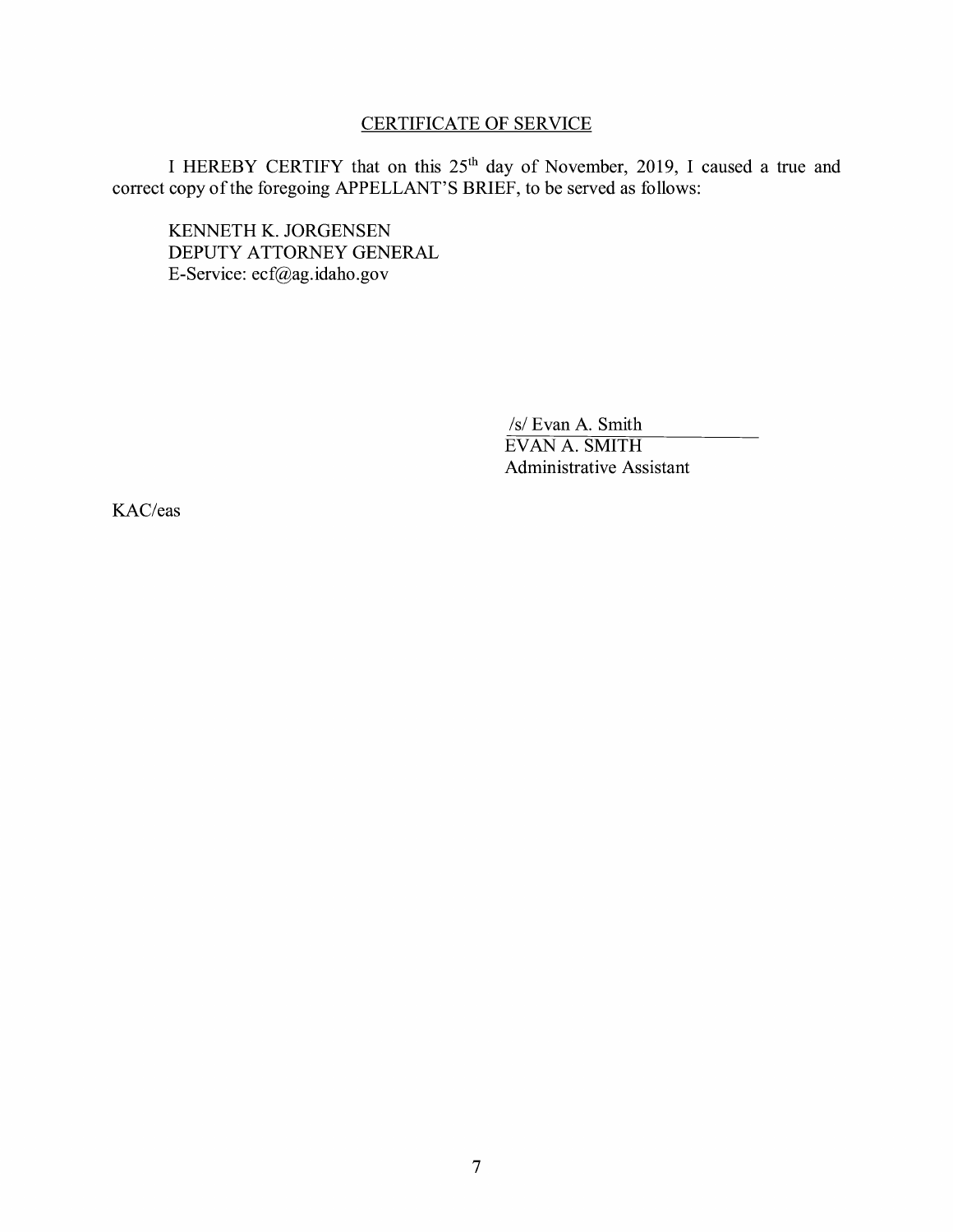## CERTIFICATE OF SERVICE

I HEREBY CERTIFY that on this 25th day of November, 2019, I caused a true and correct copy of the foregoing APPELLANT'S BRIEF, to be served as follows:

KENNETH K. JORGENSEN
DEPUTY ATTORNEY GENERAL
E-Service: ecf@ag.idaho.gov

/s/ Evan A. Smith
EVAN A. SMITH
Administrative Assistant

KAC/eas